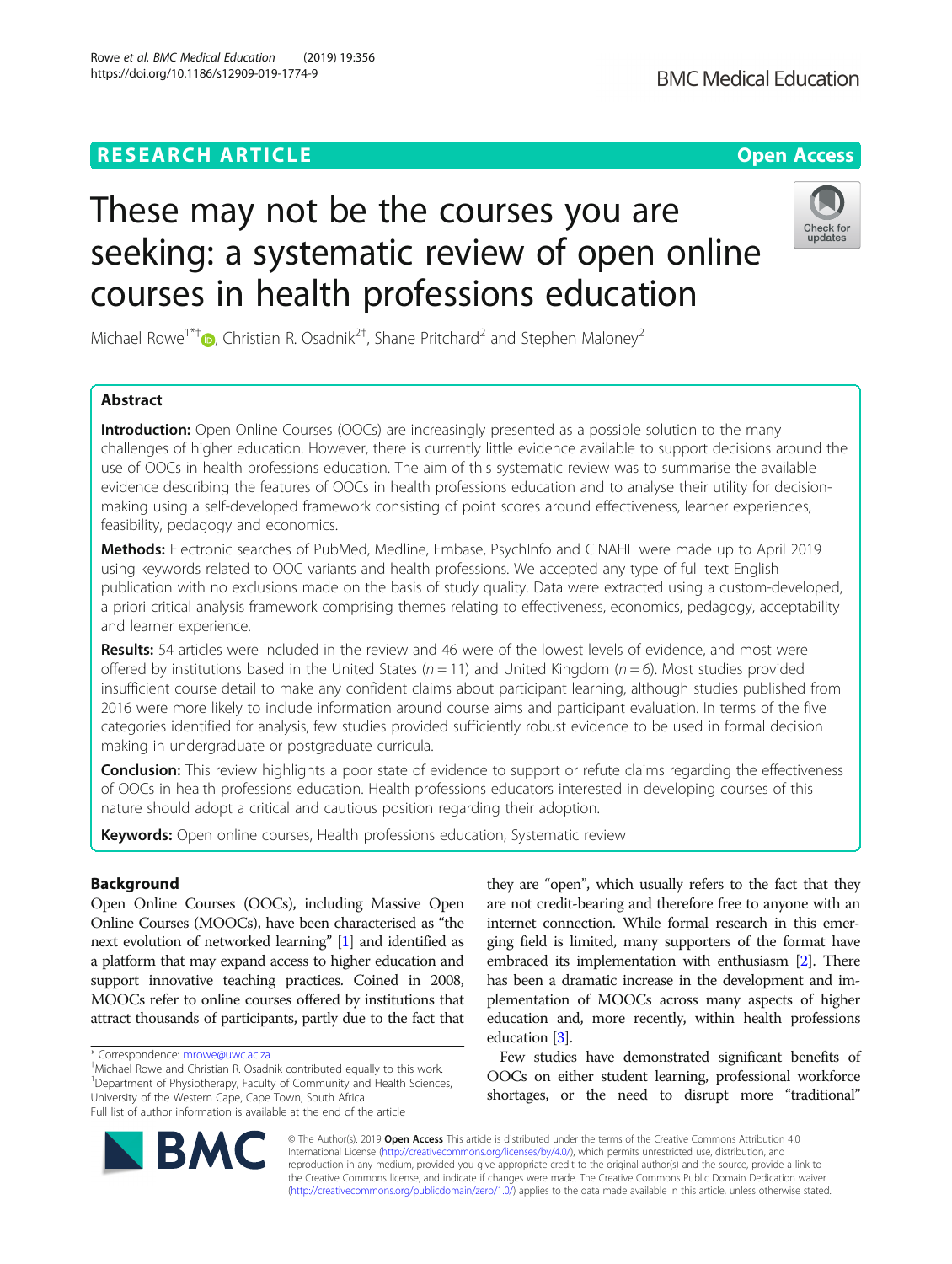RESEARCH ARTICLE

Open Access

# These may not be the courses you are seeking: a systematic review of open online courses in health professions education

Michael Rowe[1*†], Christian R. Osadnik[2†], Shane Pritchard[2] and Stephen Maloney[2]

## Abstract

**Introduction:** Open Online Courses (OOCs) are increasingly presented as a possible solution to the many challenges of higher education. However, there is currently little evidence available to support decisions around the use of OOCs in health professions education. The aim of this systematic review was to summarise the available evidence describing the features of OOCs in health professions education and to analyse their utility for decision-making using a self-developed framework consisting of point scores around effectiveness, learner experiences, feasibility, pedagogy and economics.

**Methods:** Electronic searches of PubMed, Medline, Embase, PsychInfo and CINAHL were made up to April 2019 using keywords related to OOC variants and health professions. We accepted any type of full text English publication with no exclusions made on the basis of study quality. Data were extracted using a custom-developed, a priori critical analysis framework comprising themes relating to effectiveness, economics, pedagogy, acceptability and learner experience.

**Results:** 54 articles were included in the review and 46 were of the lowest levels of evidence, and most were offered by institutions based in the United States ($n = 11$) and United Kingdom ($n = 6$). Most studies provided insufficient course detail to make any confident claims about participant learning, although studies published from 2016 were more likely to include information around course aims and participant evaluation. In terms of the five categories identified for analysis, few studies provided sufficiently robust evidence to be used in formal decision making in undergraduate or postgraduate curricula.

**Conclusion:** This review highlights a poor state of evidence to support or refute claims regarding the effectiveness of OOCs in health professions education. Health professions educators interested in developing courses of this nature should adopt a critical and cautious position regarding their adoption.

**Keywords:** Open online courses, Health professions education, Systematic review

## Background

Open Online Courses (OOCs), including Massive Open Online Courses (MOOCs), have been characterised as "the next evolution of networked learning" [1] and identified as a platform that may expand access to higher education and support innovative teaching practices. Coined in 2008, MOOCs refer to online courses offered by institutions that attract thousands of participants, partly due to the fact that they are "open", which usually refers to the fact that they are not credit-bearing and therefore free to anyone with an internet connection. While formal research in this emerging field is limited, many supporters of the format have embraced its implementation with enthusiasm [2]. There has been a dramatic increase in the development and implementation of MOOCs across many aspects of higher education and, more recently, within health professions education [3].

Few studies have demonstrated significant benefits of OOCs on either student learning, professional workforce shortages, or the need to disrupt more "traditional"

\* Correspondence: mrowe@uwc.ac.za
†Michael Rowe and Christian R. Osadnik contributed equally to this work.
[1]Department of Physiotherapy, Faculty of Community and Health Sciences, University of the Western Cape, Cape Town, South Africa
Full list of author information is available at the end of the article

© The Author(s). 2019 **Open Access** This article is distributed under the terms of the Creative Commons Attribution 4.0 International License (http://creativecommons.org/licenses/by/4.0/), which permits unrestricted use, distribution, and reproduction in any medium, provided you give appropriate credit to the original author(s) and the source, provide a link to the Creative Commons license, and indicate if changes were made. The Creative Commons Public Domain Dedication waiver (http://creativecommons.org/publicdomain/zero/1.0/) applies to the data made available in this article, unless otherwise stated.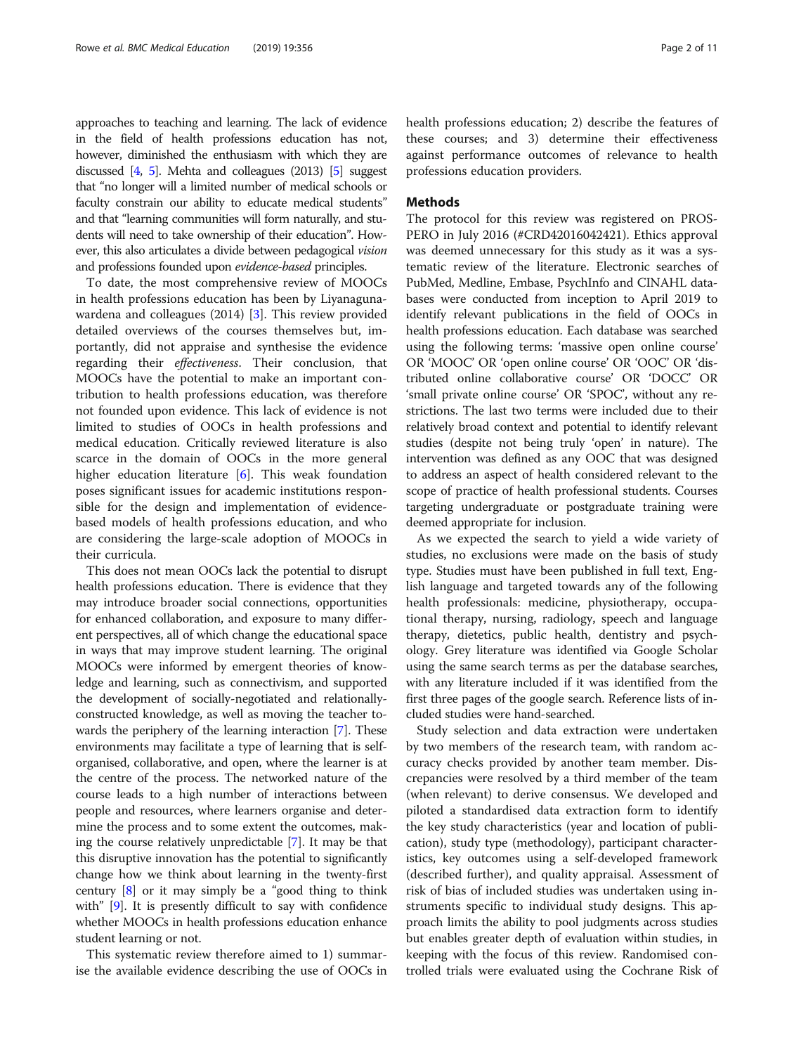approaches to teaching and learning. The lack of evidence in the field of health professions education has not, however, diminished the enthusiasm with which they are discussed [4, 5]. Mehta and colleagues (2013) [5] suggest that "no longer will a limited number of medical schools or faculty constrain our ability to educate medical students" and that "learning communities will form naturally, and students will need to take ownership of their education". However, this also articulates a divide between pedagogical *vision* and professions founded upon *evidence-based* principles.

To date, the most comprehensive review of MOOCs in health professions education has been by Liyanagunawardena and colleagues (2014) [3]. This review provided detailed overviews of the courses themselves but, importantly, did not appraise and synthesise the evidence regarding their *effectiveness*. Their conclusion, that MOOCs have the potential to make an important contribution to health professions education, was therefore not founded upon evidence. This lack of evidence is not limited to studies of OOCs in health professions and medical education. Critically reviewed literature is also scarce in the domain of OOCs in the more general higher education literature [6]. This weak foundation poses significant issues for academic institutions responsible for the design and implementation of evidence-based models of health professions education, and who are considering the large-scale adoption of MOOCs in their curricula.

This does not mean OOCs lack the potential to disrupt health professions education. There is evidence that they may introduce broader social connections, opportunities for enhanced collaboration, and exposure to many different perspectives, all of which change the educational space in ways that may improve student learning. The original MOOCs were informed by emergent theories of knowledge and learning, such as connectivism, and supported the development of socially-negotiated and relationally-constructed knowledge, as well as moving the teacher towards the periphery of the learning interaction [7]. These environments may facilitate a type of learning that is self-organised, collaborative, and open, where the learner is at the centre of the process. The networked nature of the course leads to a high number of interactions between people and resources, where learners organise and determine the process and to some extent the outcomes, making the course relatively unpredictable [7]. It may be that this disruptive innovation has the potential to significantly change how we think about learning in the twenty-first century [8] or it may simply be a "good thing to think with" [9]. It is presently difficult to say with confidence whether MOOCs in health professions education enhance student learning or not.

This systematic review therefore aimed to 1) summarise the available evidence describing the use of OOCs in health professions education; 2) describe the features of these courses; and 3) determine their effectiveness against performance outcomes of relevance to health professions education providers.

## Methods

The protocol for this review was registered on PROSPERO in July 2016 (#CRD42016042421). Ethics approval was deemed unnecessary for this study as it was a systematic review of the literature. Electronic searches of PubMed, Medline, Embase, PsychInfo and CINAHL databases were conducted from inception to April 2019 to identify relevant publications in the field of OOCs in health professions education. Each database was searched using the following terms: 'massive open online course' OR 'MOOC' OR 'open online course' OR 'OOC' OR 'distributed online collaborative course' OR 'DOCC' OR 'small private online course' OR 'SPOC', without any restrictions. The last two terms were included due to their relatively broad context and potential to identify relevant studies (despite not being truly 'open' in nature). The intervention was defined as any OOC that was designed to address an aspect of health considered relevant to the scope of practice of health professional students. Courses targeting undergraduate or postgraduate training were deemed appropriate for inclusion.

As we expected the search to yield a wide variety of studies, no exclusions were made on the basis of study type. Studies must have been published in full text, English language and targeted towards any of the following health professionals: medicine, physiotherapy, occupational therapy, nursing, radiology, speech and language therapy, dietetics, public health, dentistry and psychology. Grey literature was identified via Google Scholar using the same search terms as per the database searches, with any literature included if it was identified from the first three pages of the google search. Reference lists of included studies were hand-searched.

Study selection and data extraction were undertaken by two members of the research team, with random accuracy checks provided by another team member. Discrepancies were resolved by a third member of the team (when relevant) to derive consensus. We developed and piloted a standardised data extraction form to identify the key study characteristics (year and location of publication), study type (methodology), participant characteristics, key outcomes using a self-developed framework (described further), and quality appraisal. Assessment of risk of bias of included studies was undertaken using instruments specific to individual study designs. This approach limits the ability to pool judgments across studies but enables greater depth of evaluation within studies, in keeping with the focus of this review. Randomised controlled trials were evaluated using the Cochrane Risk of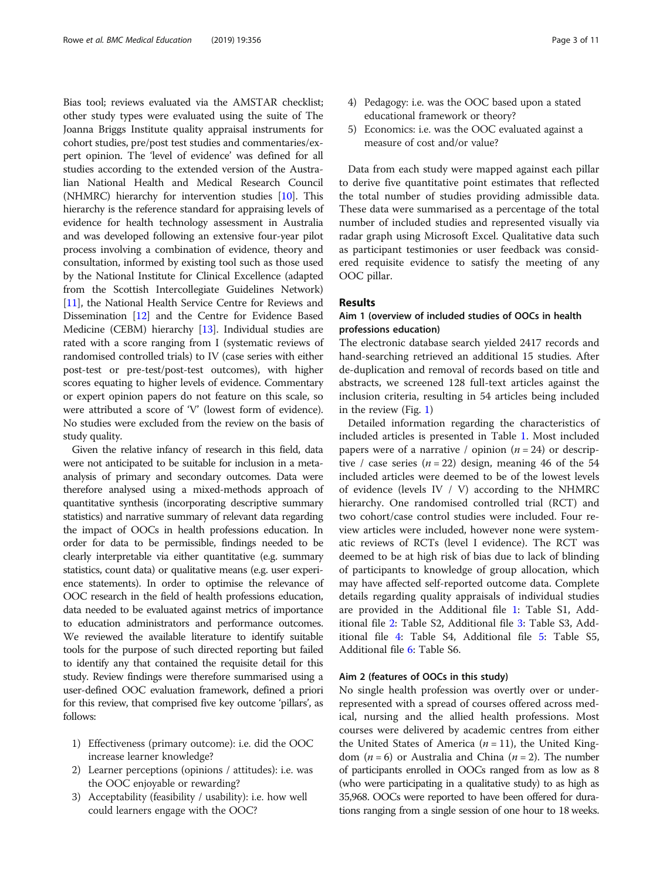Bias tool; reviews evaluated via the AMSTAR checklist; other study types were evaluated using the suite of The Joanna Briggs Institute quality appraisal instruments for cohort studies, pre/post test studies and commentaries/expert opinion. The 'level of evidence' was defined for all studies according to the extended version of the Australian National Health and Medical Research Council (NHMRC) hierarchy for intervention studies [10]. This hierarchy is the reference standard for appraising levels of evidence for health technology assessment in Australia and was developed following an extensive four-year pilot process involving a combination of evidence, theory and consultation, informed by existing tool such as those used by the National Institute for Clinical Excellence (adapted from the Scottish Intercollegiate Guidelines Network) [11], the National Health Service Centre for Reviews and Dissemination [12] and the Centre for Evidence Based Medicine (CEBM) hierarchy [13]. Individual studies are rated with a score ranging from I (systematic reviews of randomised controlled trials) to IV (case series with either post-test or pre-test/post-test outcomes), with higher scores equating to higher levels of evidence. Commentary or expert opinion papers do not feature on this scale, so were attributed a score of 'V' (lowest form of evidence). No studies were excluded from the review on the basis of study quality.

Given the relative infancy of research in this field, data were not anticipated to be suitable for inclusion in a meta-analysis of primary and secondary outcomes. Data were therefore analysed using a mixed-methods approach of quantitative synthesis (incorporating descriptive summary statistics) and narrative summary of relevant data regarding the impact of OOCs in health professions education. In order for data to be permissible, findings needed to be clearly interpretable via either quantitative (e.g. summary statistics, count data) or qualitative means (e.g. user experience statements). In order to optimise the relevance of OOC research in the field of health professions education, data needed to be evaluated against metrics of importance to education administrators and performance outcomes. We reviewed the available literature to identify suitable tools for the purpose of such directed reporting but failed to identify any that contained the requisite detail for this study. Review findings were therefore summarised using a user-defined OOC evaluation framework, defined a priori for this review, that comprised five key outcome 'pillars', as follows:

1) Effectiveness (primary outcome): i.e. did the OOC increase learner knowledge?
2) Learner perceptions (opinions / attitudes): i.e. was the OOC enjoyable or rewarding?
3) Acceptability (feasibility / usability): i.e. how well could learners engage with the OOC?
4) Pedagogy: i.e. was the OOC based upon a stated educational framework or theory?
5) Economics: i.e. was the OOC evaluated against a measure of cost and/or value?

Data from each study were mapped against each pillar to derive five quantitative point estimates that reflected the total number of studies providing admissible data. These data were summarised as a percentage of the total number of included studies and represented visually via radar graph using Microsoft Excel. Qualitative data such as participant testimonies or user feedback was considered requisite evidence to satisfy the meeting of any OOC pillar.

## Results

### Aim 1 (overview of included studies of OOCs in health professions education)

The electronic database search yielded 2417 records and hand-searching retrieved an additional 15 studies. After de-duplication and removal of records based on title and abstracts, we screened 128 full-text articles against the inclusion criteria, resulting in 54 articles being included in the review (Fig. 1)

Detailed information regarding the characteristics of included articles is presented in Table 1. Most included papers were of a narrative / opinion ($n = 24$) or descriptive / case series ($n = 22$) design, meaning 46 of the 54 included articles were deemed to be of the lowest levels of evidence (levels IV / V) according to the NHMRC hierarchy. One randomised controlled trial (RCT) and two cohort/case control studies were included. Four review articles were included, however none were systematic reviews of RCTs (level I evidence). The RCT was deemed to be at high risk of bias due to lack of blinding of participants to knowledge of group allocation, which may have affected self-reported outcome data. Complete details regarding quality appraisals of individual studies are provided in the Additional file 1: Table S1, Additional file 2: Table S2, Additional file 3: Table S3, Additional file 4: Table S4, Additional file 5: Table S5, Additional file 6: Table S6.

### Aim 2 (features of OOCs in this study)

No single health profession was overtly over or under-represented with a spread of courses offered across medical, nursing and the allied health professions. Most courses were delivered by academic centres from either the United States of America ($n = 11$), the United Kingdom ($n = 6$) or Australia and China ($n = 2$). The number of participants enrolled in OOCs ranged from as low as 8 (who were participating in a qualitative study) to as high as 35,968. OOCs were reported to have been offered for durations ranging from a single session of one hour to 18 weeks.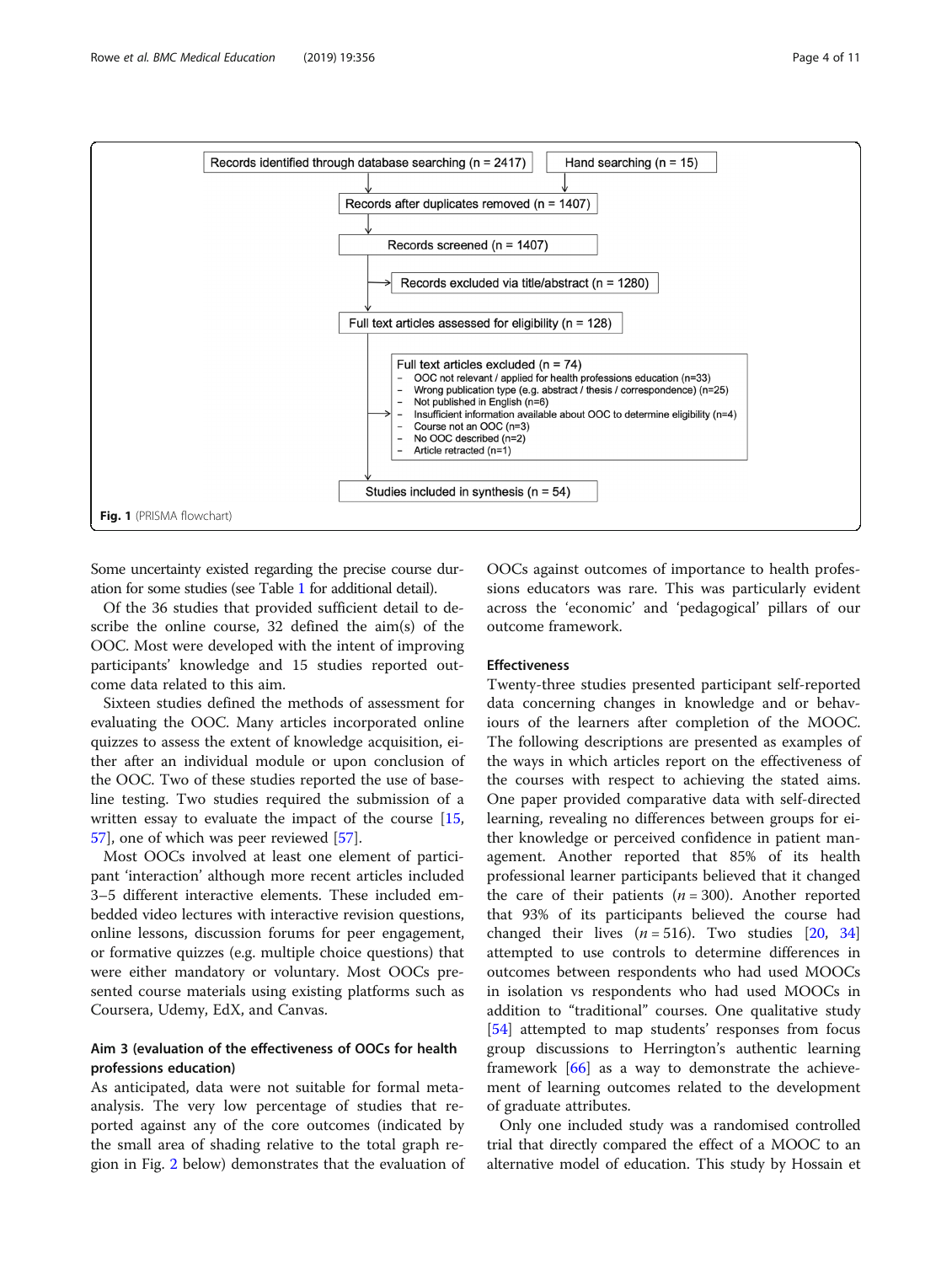Records identified through database searching (n = 2417)

Hand searching (n = 15)

Records after duplicates removed (n = 1407)

Records screened (n = 1407)

Records excluded via title/abstract (n = 1280)

Full text articles assessed for eligibility (n = 128)

Full text articles excluded (n = 74)
- OOC not relevant / applied for health professions education (n=33)
- Wrong publication type (e.g. abstract / thesis / correspondence) (n=25)
- Not published in English (n=6)
- Insufficient information available about OOC to determine eligibility (n=4)
- Course not an OOC (n=3)
- No OOC described (n=2)
- Article retracted (n=1)

Studies included in synthesis (n = 54)

**Fig. 1** (PRISMA flowchart)

Some uncertainty existed regarding the precise course duration for some studies (see Table 1 for additional detail).

Of the 36 studies that provided sufficient detail to describe the online course, 32 defined the aim(s) of the OOC. Most were developed with the intent of improving participants' knowledge and 15 studies reported outcome data related to this aim.

Sixteen studies defined the methods of assessment for evaluating the OOC. Many articles incorporated online quizzes to assess the extent of knowledge acquisition, either after an individual module or upon conclusion of the OOC. Two of these studies reported the use of baseline testing. Two studies required the submission of a written essay to evaluate the impact of the course [15, 57], one of which was peer reviewed [57].

Most OOCs involved at least one element of participant 'interaction' although more recent articles included 3–5 different interactive elements. These included embedded video lectures with interactive revision questions, online lessons, discussion forums for peer engagement, or formative quizzes (e.g. multiple choice questions) that were either mandatory or voluntary. Most OOCs presented course materials using existing platforms such as Coursera, Udemy, EdX, and Canvas.

### Aim 3 (evaluation of the effectiveness of OOCs for health professions education)

As anticipated, data were not suitable for formal meta-analysis. The very low percentage of studies that reported against any of the core outcomes (indicated by the small area of shading relative to the total graph region in Fig. 2 below) demonstrates that the evaluation of OOCs against outcomes of importance to health professions educators was rare. This was particularly evident across the 'economic' and 'pedagogical' pillars of our outcome framework.

### Effectiveness

Twenty-three studies presented participant self-reported data concerning changes in knowledge and or behaviours of the learners after completion of the MOOC. The following descriptions are presented as examples of the ways in which articles report on the effectiveness of the courses with respect to achieving the stated aims. One paper provided comparative data with self-directed learning, revealing no differences between groups for either knowledge or perceived confidence in patient management. Another reported that 85% of its health professional learner participants believed that it changed the care of their patients ($n = 300$). Another reported that 93% of its participants believed the course had changed their lives ($n = 516$). Two studies [20, 34] attempted to use controls to determine differences in outcomes between respondents who had used MOOCs in isolation vs respondents who had used MOOCs in addition to "traditional" courses. One qualitative study [54] attempted to map students' responses from focus group discussions to Herrington's authentic learning framework [66] as a way to demonstrate the achievement of learning outcomes related to the development of graduate attributes.

Only one included study was a randomised controlled trial that directly compared the effect of a MOOC to an alternative model of education. This study by Hossain et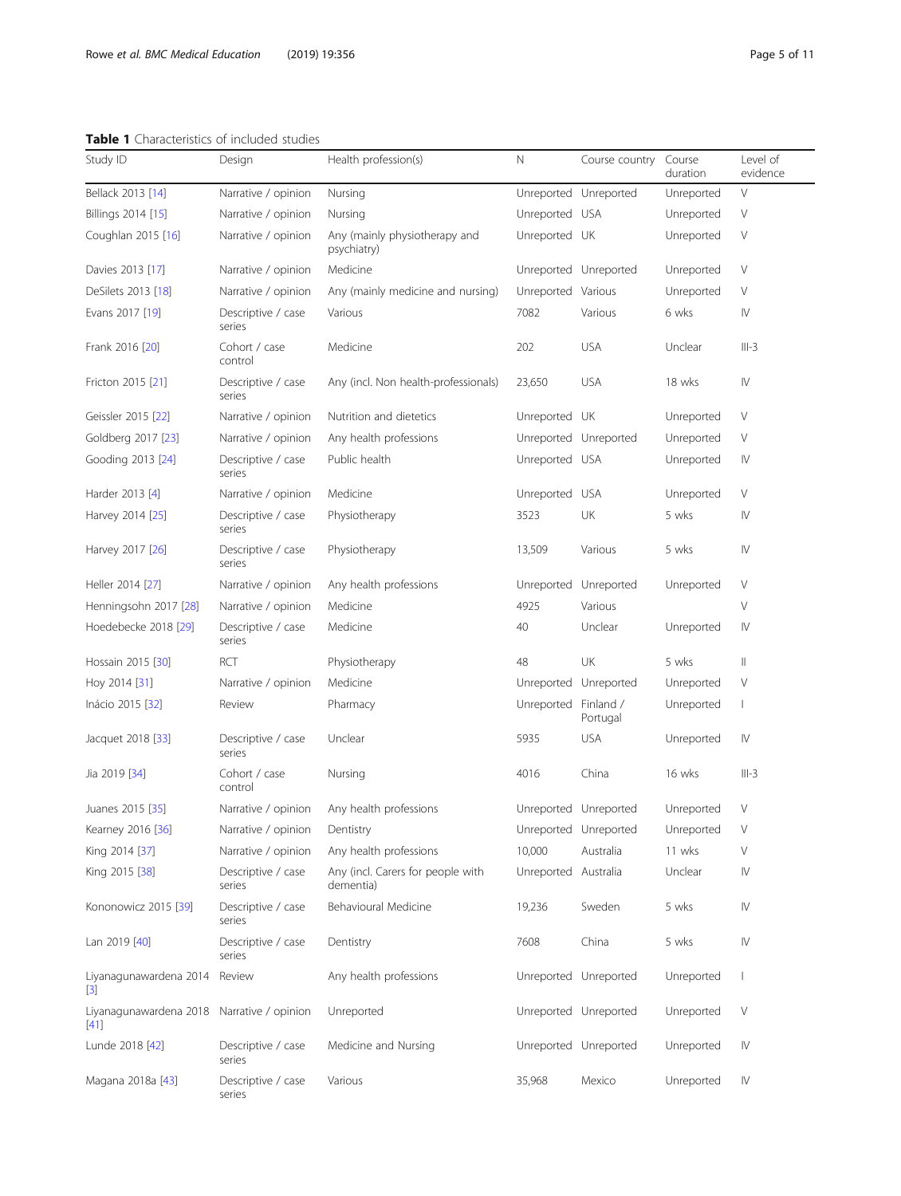**Table 1** Characteristics of included studies

| Study ID | Design | Health profession(s) | N | Course country | Course duration | Level of evidence |
|---|---|---|---|---|---|---|
| Bellack 2013 [14] | Narrative / opinion | Nursing | Unreported | Unreported | Unreported | V |
| Billings 2014 [15] | Narrative / opinion | Nursing | Unreported | USA | Unreported | V |
| Coughlan 2015 [16] | Narrative / opinion | Any (mainly physiotherapy and psychiatry) | Unreported | UK | Unreported | V |
| Davies 2013 [17] | Narrative / opinion | Medicine | Unreported | Unreported | Unreported | V |
| DeSilets 2013 [18] | Narrative / opinion | Any (mainly medicine and nursing) | Unreported | Various | Unreported | V |
| Evans 2017 [19] | Descriptive / case series | Various | 7082 | Various | 6 wks | IV |
| Frank 2016 [20] | Cohort / case control | Medicine | 202 | USA | Unclear | III-3 |
| Fricton 2015 [21] | Descriptive / case series | Any (incl. Non health-professionals) | 23,650 | USA | 18 wks | IV |
| Geissler 2015 [22] | Narrative / opinion | Nutrition and dietetics | Unreported | UK | Unreported | V |
| Goldberg 2017 [23] | Narrative / opinion | Any health professions | Unreported | Unreported | Unreported | V |
| Gooding 2013 [24] | Descriptive / case series | Public health | Unreported | USA | Unreported | IV |
| Harder 2013 [4] | Narrative / opinion | Medicine | Unreported | USA | Unreported | V |
| Harvey 2014 [25] | Descriptive / case series | Physiotherapy | 3523 | UK | 5 wks | IV |
| Harvey 2017 [26] | Descriptive / case series | Physiotherapy | 13,509 | Various | 5 wks | IV |
| Heller 2014 [27] | Narrative / opinion | Any health professions | Unreported | Unreported | Unreported | V |
| Henningsohn 2017 [28] | Narrative / opinion | Medicine | 4925 | Various | | V |
| Hoedebecke 2018 [29] | Descriptive / case series | Medicine | 40 | Unclear | Unreported | IV |
| Hossain 2015 [30] | RCT | Physiotherapy | 48 | UK | 5 wks | II |
| Hoy 2014 [31] | Narrative / opinion | Medicine | Unreported | Unreported | Unreported | V |
| Inácio 2015 [32] | Review | Pharmacy | Unreported | Finland / Portugal | Unreported | I |
| Jacquet 2018 [33] | Descriptive / case series | Unclear | 5935 | USA | Unreported | IV |
| Jia 2019 [34] | Cohort / case control | Nursing | 4016 | China | 16 wks | III-3 |
| Juanes 2015 [35] | Narrative / opinion | Any health professions | Unreported | Unreported | Unreported | V |
| Kearney 2016 [36] | Narrative / opinion | Dentistry | Unreported | Unreported | Unreported | V |
| King 2014 [37] | Narrative / opinion | Any health professions | 10,000 | Australia | 11 wks | V |
| King 2015 [38] | Descriptive / case series | Any (incl. Carers for people with dementia) | Unreported | Australia | Unclear | IV |
| Kononowicz 2015 [39] | Descriptive / case series | Behavioural Medicine | 19,236 | Sweden | 5 wks | IV |
| Lan 2019 [40] | Descriptive / case series | Dentistry | 7608 | China | 5 wks | IV |
| Liyanagunawardena 2014 [3] | Review | Any health professions | Unreported | Unreported | Unreported | I |
| Liyanagunawardena 2018 [41] | Narrative / opinion | Unreported | Unreported | Unreported | Unreported | V |
| Lunde 2018 [42] | Descriptive / case series | Medicine and Nursing | Unreported | Unreported | Unreported | IV |
| Magana 2018a [43] | Descriptive / case series | Various | 35,968 | Mexico | Unreported | IV |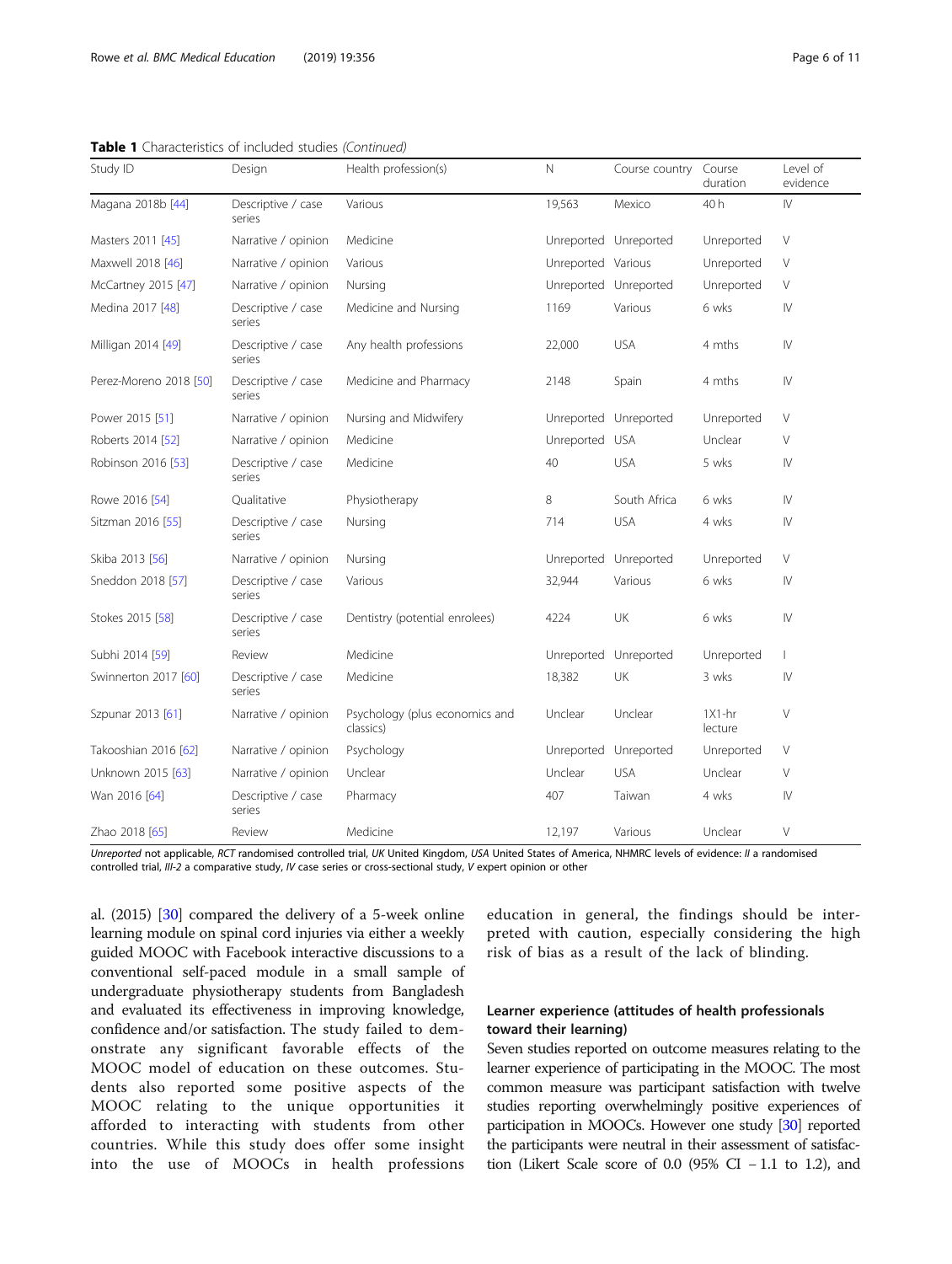**Table 1** Characteristics of included studies *(Continued)*

| Study ID | Design | Health profession(s) | N | Course country | Course duration | Level of evidence |
|---|---|---|---|---|---|---|
| Magana 2018b [44] | Descriptive / case series | Various | 19,563 | Mexico | 40 h | IV |
| Masters 2011 [45] | Narrative / opinion | Medicine | Unreported | Unreported | Unreported | V |
| Maxwell 2018 [46] | Narrative / opinion | Various | Unreported | Various | Unreported | V |
| McCartney 2015 [47] | Narrative / opinion | Nursing | Unreported | Unreported | Unreported | V |
| Medina 2017 [48] | Descriptive / case series | Medicine and Nursing | 1169 | Various | 6 wks | IV |
| Milligan 2014 [49] | Descriptive / case series | Any health professions | 22,000 | USA | 4 mths | IV |
| Perez-Moreno 2018 [50] | Descriptive / case series | Medicine and Pharmacy | 2148 | Spain | 4 mths | IV |
| Power 2015 [51] | Narrative / opinion | Nursing and Midwifery | Unreported | Unreported | Unreported | V |
| Roberts 2014 [52] | Narrative / opinion | Medicine | Unreported | USA | Unclear | V |
| Robinson 2016 [53] | Descriptive / case series | Medicine | 40 | USA | 5 wks | IV |
| Rowe 2016 [54] | Qualitative | Physiotherapy | 8 | South Africa | 6 wks | IV |
| Sitzman 2016 [55] | Descriptive / case series | Nursing | 714 | USA | 4 wks | IV |
| Skiba 2013 [56] | Narrative / opinion | Nursing | Unreported | Unreported | Unreported | V |
| Sneddon 2018 [57] | Descriptive / case series | Various | 32,944 | Various | 6 wks | IV |
| Stokes 2015 [58] | Descriptive / case series | Dentistry (potential enrolees) | 4224 | UK | 6 wks | IV |
| Subhi 2014 [59] | Review | Medicine | Unreported | Unreported | Unreported | I |
| Swinnerton 2017 [60] | Descriptive / case series | Medicine | 18,382 | UK | 3 wks | IV |
| Szpunar 2013 [61] | Narrative / opinion | Psychology (plus economics and classics) | Unclear | Unclear | 1X1-hr lecture | V |
| Takooshian 2016 [62] | Narrative / opinion | Psychology | Unreported | Unreported | Unreported | V |
| Unknown 2015 [63] | Narrative / opinion | Unclear | Unclear | USA | Unclear | V |
| Wan 2016 [64] | Descriptive / case series | Pharmacy | 407 | Taiwan | 4 wks | IV |
| Zhao 2018 [65] | Review | Medicine | 12,197 | Various | Unclear | V |

*Unreported* not applicable, *RCT* randomised controlled trial, *UK* United Kingdom, *USA* United States of America, NHMRC levels of evidence: *II* a randomised controlled trial, *III-2* a comparative study, *IV* case series or cross-sectional study, *V* expert opinion or other

al. (2015) [30] compared the delivery of a 5-week online learning module on spinal cord injuries via either a weekly guided MOOC with Facebook interactive discussions to a conventional self-paced module in a small sample of undergraduate physiotherapy students from Bangladesh and evaluated its effectiveness in improving knowledge, confidence and/or satisfaction. The study failed to demonstrate any significant favorable effects of the MOOC model of education on these outcomes. Students also reported some positive aspects of the MOOC relating to the unique opportunities it afforded to interacting with students from other countries. While this study does offer some insight into the use of MOOCs in health professions education in general, the findings should be interpreted with caution, especially considering the high risk of bias as a result of the lack of blinding.

## Learner experience (attitudes of health professionals toward their learning)

Seven studies reported on outcome measures relating to the learner experience of participating in the MOOC. The most common measure was participant satisfaction with twelve studies reporting overwhelmingly positive experiences of participation in MOOCs. However one study [30] reported the participants were neutral in their assessment of satisfaction (Likert Scale score of 0.0 (95% CI − 1.1 to 1.2), and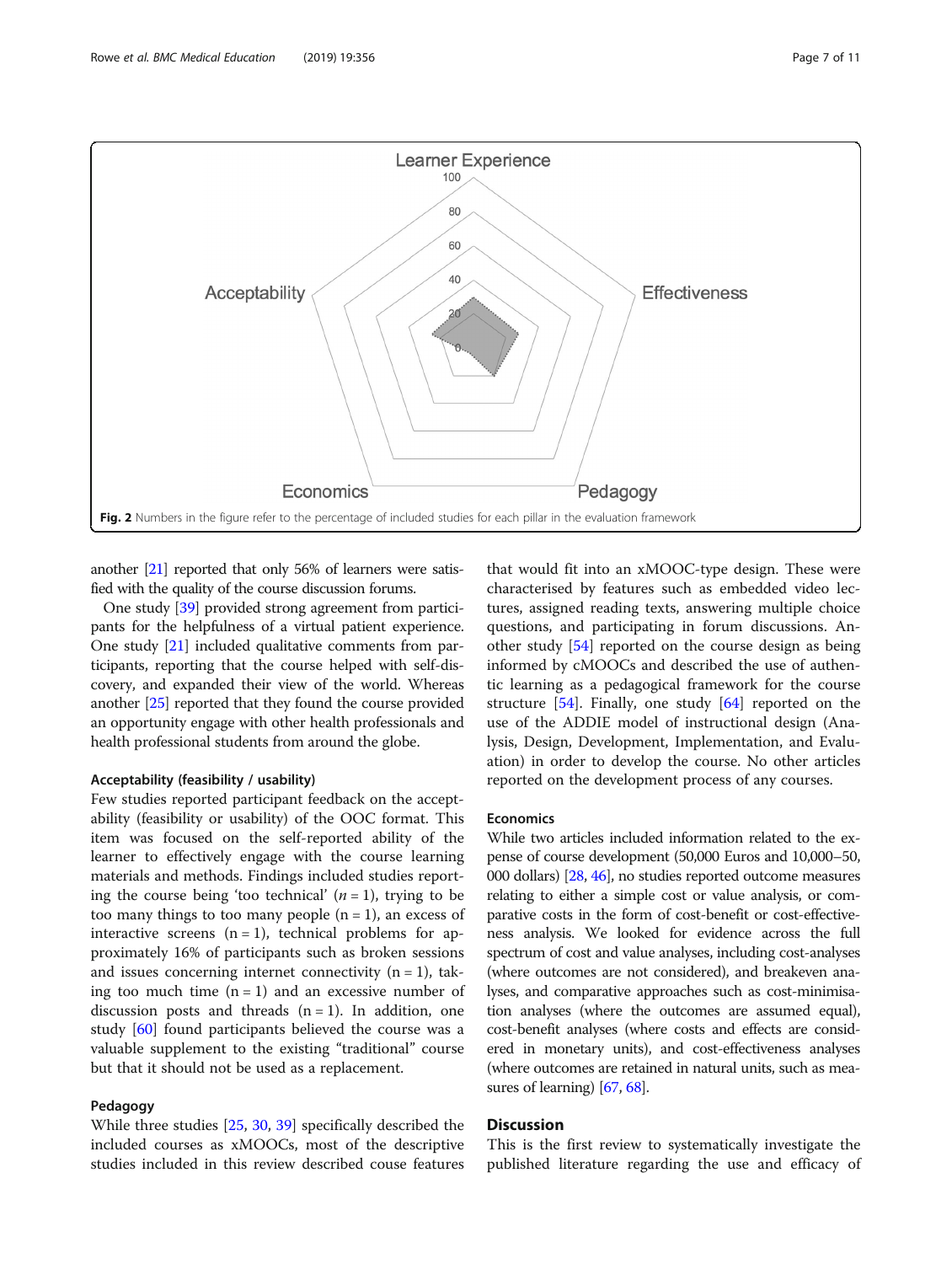Fig. 2 Numbers in the figure refer to the percentage of included studies for each pillar in the evaluation framework

another [21] reported that only 56% of learners were satisfied with the quality of the course discussion forums.

One study [39] provided strong agreement from participants for the helpfulness of a virtual patient experience. One study [21] included qualitative comments from participants, reporting that the course helped with self-discovery, and expanded their view of the world. Whereas another [25] reported that they found the course provided an opportunity engage with other health professionals and health professional students from around the globe.

#### Acceptability (feasibility / usability)

Few studies reported participant feedback on the acceptability (feasibility or usability) of the OOC format. This item was focused on the self-reported ability of the learner to effectively engage with the course learning materials and methods. Findings included studies reporting the course being 'too technical' (*n* = 1), trying to be too many things to too many people (n = 1), an excess of interactive screens (n = 1), technical problems for approximately 16% of participants such as broken sessions and issues concerning internet connectivity (n = 1), taking too much time (n = 1) and an excessive number of discussion posts and threads (n = 1). In addition, one study [60] found participants believed the course was a valuable supplement to the existing "traditional" course but that it should not be used as a replacement.

#### Pedagogy

While three studies [25, 30, 39] specifically described the included courses as xMOOCs, most of the descriptive studies included in this review described couse features that would fit into an xMOOC-type design. These were characterised by features such as embedded video lectures, assigned reading texts, answering multiple choice questions, and participating in forum discussions. Another study [54] reported on the course design as being informed by cMOOCs and described the use of authentic learning as a pedagogical framework for the course structure [54]. Finally, one study [64] reported on the use of the ADDIE model of instructional design (Analysis, Design, Development, Implementation, and Evaluation) in order to develop the course. No other articles reported on the development process of any courses.

#### Economics

While two articles included information related to the expense of course development (50,000 Euros and 10,000–50,000 dollars) [28, 46], no studies reported outcome measures relating to either a simple cost or value analysis, or comparative costs in the form of cost-benefit or cost-effectiveness analysis. We looked for evidence across the full spectrum of cost and value analyses, including cost-analyses (where outcomes are not considered), and breakeven analyses, and comparative approaches such as cost-minimisation analyses (where the outcomes are assumed equal), cost-benefit analyses (where costs and effects are considered in monetary units), and cost-effectiveness analyses (where outcomes are retained in natural units, such as measures of learning) [67, 68].

## Discussion

This is the first review to systematically investigate the published literature regarding the use and efficacy of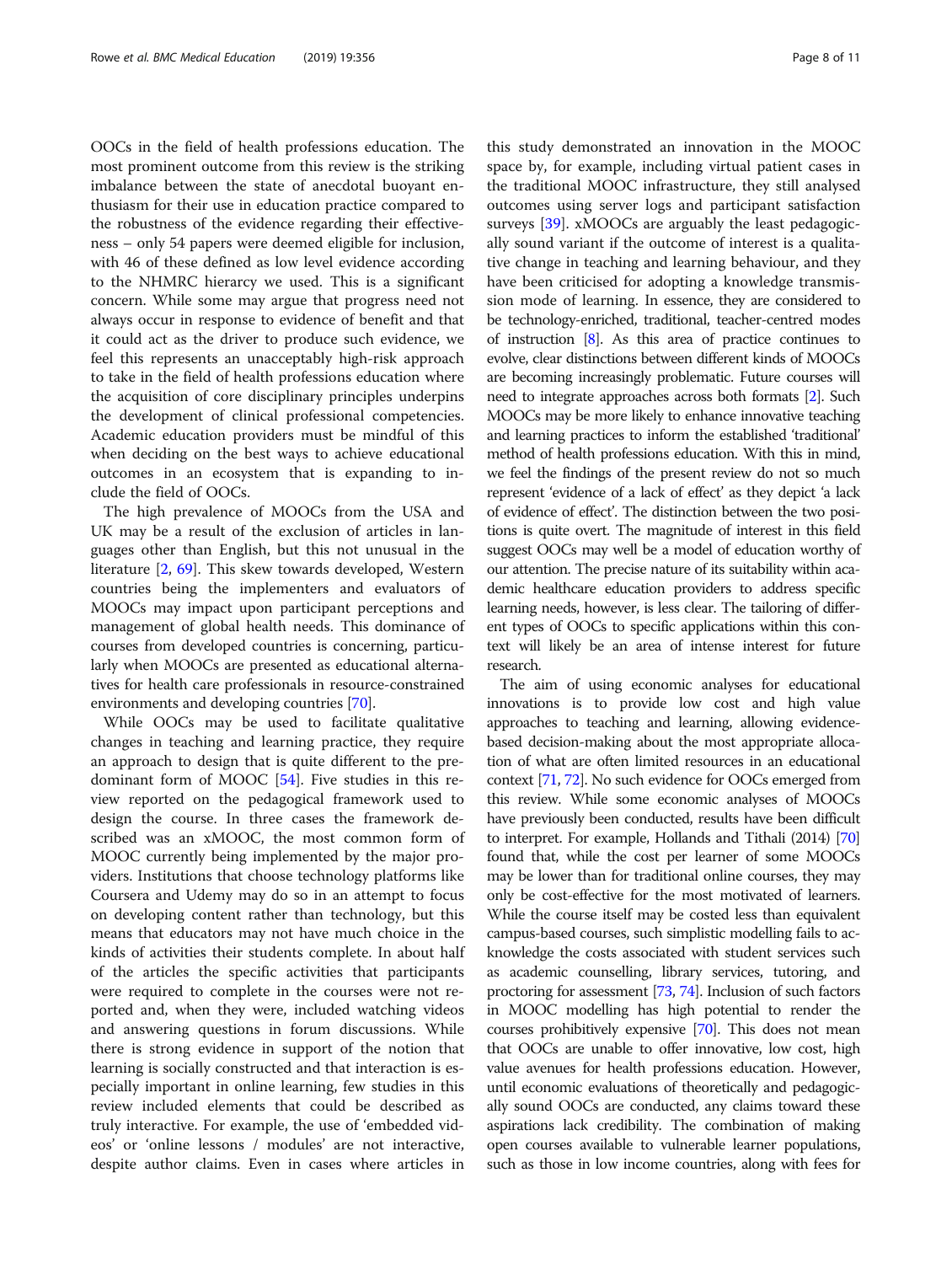OOCs in the field of health professions education. The most prominent outcome from this review is the striking imbalance between the state of anecdotal buoyant enthusiasm for their use in education practice compared to the robustness of the evidence regarding their effectiveness – only 54 papers were deemed eligible for inclusion, with 46 of these defined as low level evidence according to the NHMRC hierarcy we used. This is a significant concern. While some may argue that progress need not always occur in response to evidence of benefit and that it could act as the driver to produce such evidence, we feel this represents an unacceptably high-risk approach to take in the field of health professions education where the acquisition of core disciplinary principles underpins the development of clinical professional competencies. Academic education providers must be mindful of this when deciding on the best ways to achieve educational outcomes in an ecosystem that is expanding to include the field of OOCs.

The high prevalence of MOOCs from the USA and UK may be a result of the exclusion of articles in languages other than English, but this not unusual in the literature [2, 69]. This skew towards developed, Western countries being the implementers and evaluators of MOOCs may impact upon participant perceptions and management of global health needs. This dominance of courses from developed countries is concerning, particularly when MOOCs are presented as educational alternatives for health care professionals in resource-constrained environments and developing countries [70].

While OOCs may be used to facilitate qualitative changes in teaching and learning practice, they require an approach to design that is quite different to the predominant form of MOOC [54]. Five studies in this review reported on the pedagogical framework used to design the course. In three cases the framework described was an xMOOC, the most common form of MOOC currently being implemented by the major providers. Institutions that choose technology platforms like Coursera and Udemy may do so in an attempt to focus on developing content rather than technology, but this means that educators may not have much choice in the kinds of activities their students complete. In about half of the articles the specific activities that participants were required to complete in the courses were not reported and, when they were, included watching videos and answering questions in forum discussions. While there is strong evidence in support of the notion that learning is socially constructed and that interaction is especially important in online learning, few studies in this review included elements that could be described as truly interactive. For example, the use of 'embedded videos' or 'online lessons / modules' are not interactive, despite author claims. Even in cases where articles in this study demonstrated an innovation in the MOOC space by, for example, including virtual patient cases in the traditional MOOC infrastructure, they still analysed outcomes using server logs and participant satisfaction surveys [39]. xMOOCs are arguably the least pedagogically sound variant if the outcome of interest is a qualitative change in teaching and learning behaviour, and they have been criticised for adopting a knowledge transmission mode of learning. In essence, they are considered to be technology-enriched, traditional, teacher-centred modes of instruction [8]. As this area of practice continues to evolve, clear distinctions between different kinds of MOOCs are becoming increasingly problematic. Future courses will need to integrate approaches across both formats [2]. Such MOOCs may be more likely to enhance innovative teaching and learning practices to inform the established 'traditional' method of health professions education. With this in mind, we feel the findings of the present review do not so much represent 'evidence of a lack of effect' as they depict 'a lack of evidence of effect'. The distinction between the two positions is quite overt. The magnitude of interest in this field suggest OOCs may well be a model of education worthy of our attention. The precise nature of its suitability within academic healthcare education providers to address specific learning needs, however, is less clear. The tailoring of different types of OOCs to specific applications within this context will likely be an area of intense interest for future research.

The aim of using economic analyses for educational innovations is to provide low cost and high value approaches to teaching and learning, allowing evidence-based decision-making about the most appropriate allocation of what are often limited resources in an educational context [71, 72]. No such evidence for OOCs emerged from this review. While some economic analyses of MOOCs have previously been conducted, results have been difficult to interpret. For example, Hollands and Tithali (2014) [70] found that, while the cost per learner of some MOOCs may be lower than for traditional online courses, they may only be cost-effective for the most motivated of learners. While the course itself may be costed less than equivalent campus-based courses, such simplistic modelling fails to acknowledge the costs associated with student services such as academic counselling, library services, tutoring, and proctoring for assessment [73, 74]. Inclusion of such factors in MOOC modelling has high potential to render the courses prohibitively expensive [70]. This does not mean that OOCs are unable to offer innovative, low cost, high value avenues for health professions education. However, until economic evaluations of theoretically and pedagogically sound OOCs are conducted, any claims toward these aspirations lack credibility. The combination of making open courses available to vulnerable learner populations, such as those in low income countries, along with fees for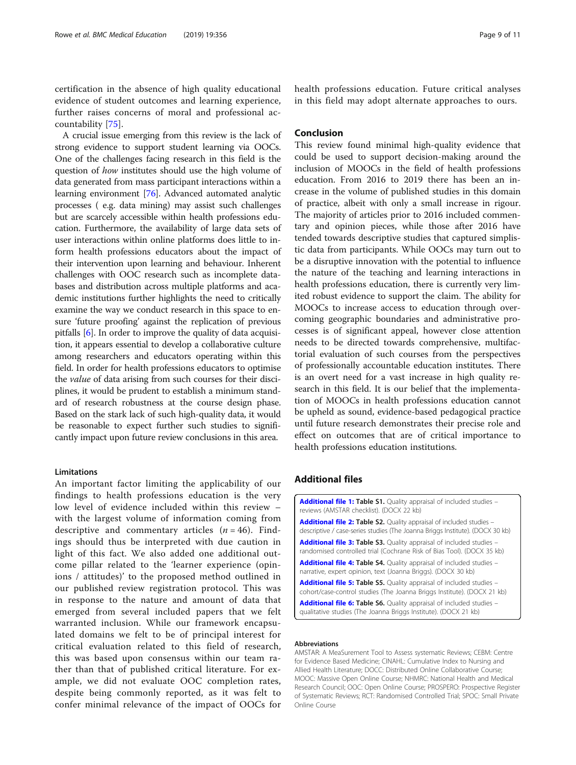certification in the absence of high quality educational evidence of student outcomes and learning experience, further raises concerns of moral and professional accountability [75].

A crucial issue emerging from this review is the lack of strong evidence to support student learning via OOCs. One of the challenges facing research in this field is the question of *how* institutes should use the high volume of data generated from mass participant interactions within a learning environment [76]. Advanced automated analytic processes ( e.g. data mining) may assist such challenges but are scarcely accessible within health professions education. Furthermore, the availability of large data sets of user interactions within online platforms does little to inform health professions educators about the impact of their intervention upon learning and behaviour. Inherent challenges with OOC research such as incomplete databases and distribution across multiple platforms and academic institutions further highlights the need to critically examine the way we conduct research in this space to ensure 'future proofing' against the replication of previous pitfalls [6]. In order to improve the quality of data acquisition, it appears essential to develop a collaborative culture among researchers and educators operating within this field. In order for health professions educators to optimise the *value* of data arising from such courses for their disciplines, it would be prudent to establish a minimum standard of research robustness at the course design phase. Based on the stark lack of such high-quality data, it would be reasonable to expect further such studies to significantly impact upon future review conclusions in this area.

### Limitations

An important factor limiting the applicability of our findings to health professions education is the very low level of evidence included within this review – with the largest volume of information coming from descriptive and commentary articles ($n = 46$). Findings should thus be interpreted with due caution in light of this fact. We also added one additional outcome pillar related to the 'learner experience (opinions / attitudes)' to the proposed method outlined in our published review registration protocol. This was in response to the nature and amount of data that emerged from several included papers that we felt warranted inclusion. While our framework encapsulated domains we felt to be of principal interest for critical evaluation related to this field of research, this was based upon consensus within our team rather than that of published critical literature. For example, we did not evaluate OOC completion rates, despite being commonly reported, as it was felt to confer minimal relevance of the impact of OOCs for health professions education. Future critical analyses in this field may adopt alternate approaches to ours.

## Conclusion

This review found minimal high-quality evidence that could be used to support decision-making around the inclusion of MOOCs in the field of health professions education. From 2016 to 2019 there has been an increase in the volume of published studies in this domain of practice, albeit with only a small increase in rigour. The majority of articles prior to 2016 included commentary and opinion pieces, while those after 2016 have tended towards descriptive studies that captured simplistic data from participants. While OOCs may turn out to be a disruptive innovation with the potential to influence the nature of the teaching and learning interactions in health professions education, there is currently very limited robust evidence to support the claim. The ability for MOOCs to increase access to education through overcoming geographic boundaries and administrative processes is of significant appeal, however close attention needs to be directed towards comprehensive, multifactorial evaluation of such courses from the perspectives of professionally accountable education institutes. There is an overt need for a vast increase in high quality research in this field. It is our belief that the implementation of MOOCs in health professions education cannot be upheld as sound, evidence-based pedagogical practice until future research demonstrates their precise role and effect on outcomes that are of critical importance to health professions education institutions.

## Additional files

**Additional file 1: Table S1.** Quality appraisal of included studies – reviews (AMSTAR checklist). (DOCX 22 kb)

**Additional file 2: Table S2.** Quality appraisal of included studies – descriptive / case-series studies (The Joanna Briggs Institute). (DOCX 30 kb)

**Additional file 3: Table S3.** Quality appraisal of included studies – randomised controlled trial (Cochrane Risk of Bias Tool). (DOCX 35 kb)

**Additional file 4: Table S4.** Quality appraisal of included studies – narrative, expert opinion, text (Joanna Briggs). (DOCX 30 kb)

**Additional file 5: Table S5.** Quality appraisal of included studies – cohort/case-control studies (The Joanna Briggs Institute). (DOCX 21 kb)

**Additional file 6: Table S6.** Quality appraisal of included studies – qualitative studies (The Joanna Briggs Institute). (DOCX 21 kb)

#### Abbreviations

AMSTAR: A MeaSurement Tool to Assess systematic Reviews; CEBM: Centre for Evidence Based Medicine; CINAHL: Cumulative Index to Nursing and Allied Health Literature; DOCC: Distributed Online Collaborative Course; MOOC: Massive Open Online Course; NHMRC: National Health and Medical Research Council; OOC: Open Online Course; PROSPERO: Prospective Register of Systematic Reviews; RCT: Randomised Controlled Trial; SPOC: Small Private Online Course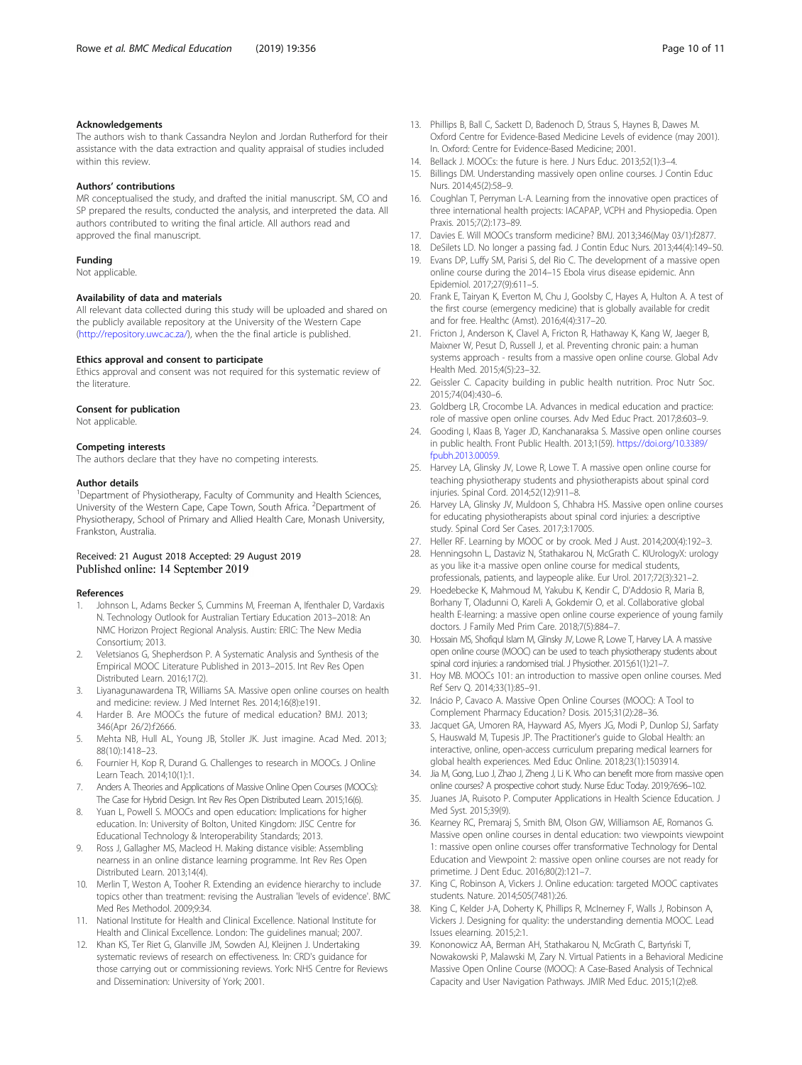### Acknowledgements

The authors wish to thank Cassandra Neylon and Jordan Rutherford for their assistance with the data extraction and quality appraisal of studies included within this review.

### Authors' contributions

MR conceptualised the study, and drafted the initial manuscript. SM, CO and SP prepared the results, conducted the analysis, and interpreted the data. All authors contributed to writing the final article. All authors read and approved the final manuscript.

### Funding

Not applicable.

### Availability of data and materials

All relevant data collected during this study will be uploaded and shared on the publicly available repository at the University of the Western Cape (http://repository.uwc.ac.za/), when the final article is published.

### Ethics approval and consent to participate

Ethics approval and consent was not required for this systematic review of the literature.

### Consent for publication

Not applicable.

### Competing interests

The authors declare that they have no competing interests.

### Author details

[1]Department of Physiotherapy, Faculty of Community and Health Sciences, University of the Western Cape, Cape Town, South Africa. [2]Department of Physiotherapy, School of Primary and Allied Health Care, Monash University, Frankston, Australia.

Received: 21 August 2018 Accepted: 29 August 2019
Published online: 14 September 2019

### References

1. Johnson L, Adams Becker S, Cummins M, Freeman A, Ifenthaler D, Vardaxis N. Technology Outlook for Australian Tertiary Education 2013–2018: An NMC Horizon Project Regional Analysis. Austin: ERIC: The New Media Consortium; 2013.
2. Veletsianos G, Shepherdson P. A Systematic Analysis and Synthesis of the Empirical MOOC Literature Published in 2013–2015. Int Rev Res Open Distributed Learn. 2016;17(2).
3. Liyanagunawardena TR, Williams SA. Massive open online courses on health and medicine: review. J Med Internet Res. 2014;16(8):e191.
4. Harder B. Are MOOCs the future of medical education? BMJ. 2013; 346(Apr 26/2):f2666.
5. Mehta NB, Hull AL, Young JB, Stoller JK. Just imagine. Acad Med. 2013; 88(10):1418–23.
6. Fournier H, Kop R, Durand G. Challenges to research in MOOCs. J Online Learn Teach. 2014;10(1):1.
7. Anders A. Theories and Applications of Massive Online Open Courses (MOOCs): The Case for Hybrid Design. Int Rev Res Open Distributed Learn. 2015;16(6).
8. Yuan L, Powell S. MOOCs and open education: Implications for higher education. In: University of Bolton, United Kingdom: JISC Centre for Educational Technology & Interoperability Standards; 2013.
9. Ross J, Gallagher MS, Macleod H. Making distance visible: Assembling nearness in an online distance learning programme. Int Rev Res Open Distributed Learn. 2013;14(4).
10. Merlin T, Weston A, Tooher R. Extending an evidence hierarchy to include topics other than treatment: revising the Australian 'levels of evidence'. BMC Med Res Methodol. 2009;9:34.
11. National Institute for Health and Clinical Excellence. National Institute for Health and Clinical Excellence. London: The guidelines manual; 2007.
12. Khan KS, Ter Riet G, Glanville JM, Sowden AJ, Kleijnen J. Undertaking systematic reviews of research on effectiveness. In: CRD's guidance for those carrying out or commissioning reviews. York: NHS Centre for Reviews and Dissemination: University of York; 2001.
13. Phillips B, Ball C, Sackett D, Badenoch D, Straus S, Haynes B, Dawes M. Oxford Centre for Evidence-Based Medicine Levels of evidence (may 2001). In. Oxford: Centre for Evidence-Based Medicine; 2001.
14. Bellack J. MOOCs: the future is here. J Nurs Educ. 2013;52(1):3–4.
15. Billings DM. Understanding massively open online courses. J Contin Educ Nurs. 2014;45(2):58–9.
16. Coughlan T, Perryman L-A. Learning from the innovative open practices of three international health projects: IACAPAP, VCPH and Physiopedia. Open Praxis. 2015;7(2):173–89.
17. Davies E. Will MOOCs transform medicine? BMJ. 2013;346(May 03/1):f2877.
18. DeSilets LD. No longer a passing fad. J Contin Educ Nurs. 2013;44(4):149–50.
19. Evans DP, Luffy SM, Parisi S, del Rio C. The development of a massive open online course during the 2014–15 Ebola virus disease epidemic. Ann Epidemiol. 2017;27(9):611–5.
20. Frank E, Tairyan K, Everton M, Chu J, Goolsby C, Hayes A, Hulton A. A test of the first course (emergency medicine) that is globally available for credit and for free. Healthc (Amst). 2016;4(4):317–20.
21. Fricton J, Anderson K, Clavel A, Fricton R, Hathaway K, Kang W, Jaeger B, Maixner W, Pesut D, Russell J, et al. Preventing chronic pain: a human systems approach - results from a massive open online course. Global Adv Health Med. 2015;4(5):23–32.
22. Geissler C. Capacity building in public health nutrition. Proc Nutr Soc. 2015;74(04):430–6.
23. Goldberg LR, Crocombe LA. Advances in medical education and practice: role of massive open online courses. Adv Med Educ Pract. 2017;8:603–9.
24. Gooding I, Klaas B, Yager JD, Kanchanaraksa S. Massive open online courses in public health. Front Public Health. 2013;1(59). https://doi.org/10.3389/fpubh.2013.00059.
25. Harvey LA, Glinsky JV, Lowe R, Lowe T. A massive open online course for teaching physiotherapy students and physiotherapists about spinal cord injuries. Spinal Cord. 2014;52(12):911–8.
26. Harvey LA, Glinsky JV, Muldoon S, Chhabra HS. Massive open online courses for educating physiotherapists about spinal cord injuries: a descriptive study. Spinal Cord Ser Cases. 2017;3:17005.
27. Heller RF. Learning by MOOC or by crook. Med J Aust. 2014;200(4):192–3.
28. Henningsohn L, Dastaviz N, Stathakarou N, McGrath C. KIUrologyX: urology as you like it-a massive open online course for medical students, professionals, patients, and laypeople alike. Eur Urol. 2017;72(3):321–2.
29. Hoedebecke K, Mahmoud M, Yakubu K, Kendir C, D'Addosio R, Maria B, Borhany T, Oladunni O, Kareli A, Gokdemir O, et al. Collaborative global health E-learning: a massive open online course experience of young family doctors. J Family Med Prim Care. 2018;7(5):884–7.
30. Hossain MS, Shofiqul Islam M, Glinsky JV, Lowe R, Lowe T, Harvey LA. A massive open online course (MOOC) can be used to teach physiotherapy students about spinal cord injuries: a randomised trial. J Physiother. 2015;61(1):21–7.
31. Hoy MB. MOOCs 101: an introduction to massive open online courses. Med Ref Serv Q. 2014;33(1):85–91.
32. Inácio P, Cavaco A. Massive Open Online Courses (MOOC): A Tool to Complement Pharmacy Education? Dosis. 2015;31(2):28–36.
33. Jacquet GA, Umoren RA, Hayward AS, Myers JG, Modi P, Dunlop SJ, Sarfaty S, Hauswald M, Tupesis JP. The Practitioner's guide to Global Health: an interactive, online, open-access curriculum preparing medical learners for global health experiences. Med Educ Online. 2018;23(1):1503914.
34. Jia M, Gong, Luo J, Zhao J, Zheng J, Li K. Who can benefit more from massive open online courses? A prospective cohort study. Nurse Educ Today. 2019;76:96–102.
35. Juanes JA, Ruisoto P. Computer Applications in Health Science Education. J Med Syst. 2015;39(9).
36. Kearney RC, Premaraj S, Smith BM, Olson GW, Williamson AE, Romanos G. Massive open online courses in dental education: two viewpoints viewpoint 1: massive open online courses offer transformative Technology for Dental Education and Viewpoint 2: massive open online courses are not ready for primetime. J Dent Educ. 2016;80(2):121–7.
37. King C, Robinson A, Vickers J. Online education: targeted MOOC captivates students. Nature. 2014;505(7481):26.
38. King C, Kelder J-A, Doherty K, Phillips R, McInerney F, Walls J, Robinson A, Vickers J. Designing for quality: the understanding dementia MOOC. Lead Issues elearning. 2015;2:1.
39. Kononowicz AA, Berman AH, Stathakarou N, McGrath C, Bartyński T, Nowakowski P, Malawski M, Zary N. Virtual Patients in a Behavioral Medicine Massive Open Online Course (MOOC): A Case-Based Analysis of Technical Capacity and User Navigation Pathways. JMIR Med Educ. 2015;1(2):e8.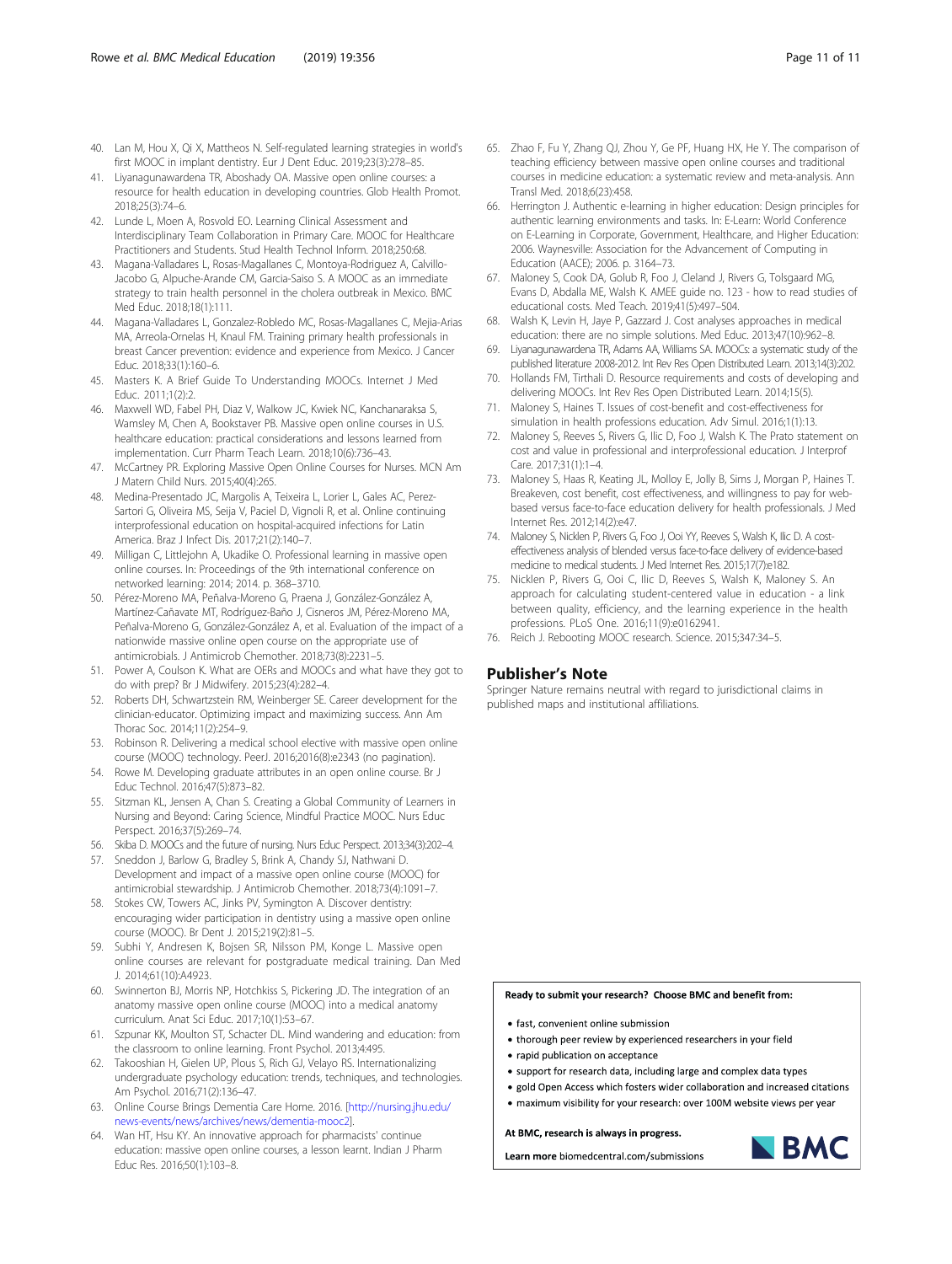40. Lan M, Hou X, Qi X, Mattheos N. Self-regulated learning strategies in world's first MOOC in implant dentistry. Eur J Dent Educ. 2019;23(3):278–85.
41. Liyanagunawardena TR, Aboshady OA. Massive open online courses: a resource for health education in developing countries. Glob Health Promot. 2018;25(3):74–6.
42. Lunde L, Moen A, Rosvold EO. Learning Clinical Assessment and Interdisciplinary Team Collaboration in Primary Care. MOOC for Healthcare Practitioners and Students. Stud Health Technol Inform. 2018;250:68.
43. Magana-Valladares L, Rosas-Magallanes C, Montoya-Rodriguez A, Calvillo-Jacobo G, Alpuche-Arande CM, Garcia-Saiso S. A MOOC as an immediate strategy to train health personnel in the cholera outbreak in Mexico. BMC Med Educ. 2018;18(1):111.
44. Magana-Valladares L, Gonzalez-Robledo MC, Rosas-Magallanes C, Mejia-Arias MA, Arreola-Ornelas H, Knaul FM. Training primary health professionals in breast Cancer prevention: evidence and experience from Mexico. J Cancer Educ. 2018;33(1):160–6.
45. Masters K. A Brief Guide To Understanding MOOCs. Internet J Med Educ. 2011;1(2):2.
46. Maxwell WD, Fabel PH, Diaz V, Walkow JC, Kwiek NC, Kanchanaraksa S, Wamsley M, Chen A, Bookstaver PB. Massive open online courses in U.S. healthcare education: practical considerations and lessons learned from implementation. Curr Pharm Teach Learn. 2018;10(6):736–43.
47. McCartney PR. Exploring Massive Open Online Courses for Nurses. MCN Am J Matern Child Nurs. 2015;40(4):265.
48. Medina-Presentado JC, Margolis A, Teixeira L, Lorier L, Gales AC, Perez-Sartori G, Oliveira MS, Seija V, Paciel D, Vignoli R, et al. Online continuing interprofessional education on hospital-acquired infections for Latin America. Braz J Infect Dis. 2017;21(2):140–7.
49. Milligan C, Littlejohn A, Ukadike O. Professional learning in massive open online courses. In: Proceedings of the 9th international conference on networked learning: 2014; 2014. p. 368–3710.
50. Pérez-Moreno MA, Peñalva-Moreno G, Praena J, González-González A, Martínez-Cañavate MT, Rodríguez-Baño J, Cisneros JM, Pérez-Moreno MA, Peñalva-Moreno G, González-González A, et al. Evaluation of the impact of a nationwide massive online open course on the appropriate use of antimicrobials. J Antimicrob Chemother. 2018;73(8):2231–5.
51. Power A, Coulson K. What are OERs and MOOCs and what have they got to do with prep? Br J Midwifery. 2015;23(4):282–4.
52. Roberts DH, Schwartzstein RM, Weinberger SE. Career development for the clinician-educator. Optimizing impact and maximizing success. Ann Am Thorac Soc. 2014;11(2):254–9.
53. Robinson R. Delivering a medical school elective with massive open online course (MOOC) technology. PeerJ. 2016;2016(8):e2343 (no pagination).
54. Rowe M. Developing graduate attributes in an open online course. Br J Educ Technol. 2016;47(5):873–82.
55. Sitzman KL, Jensen A, Chan S. Creating a Global Community of Learners in Nursing and Beyond: Caring Science, Mindful Practice MOOC. Nurs Educ Perspect. 2016;37(5):269–74.
56. Skiba D. MOOCs and the future of nursing. Nurs Educ Perspect. 2013;34(3):202–4.
57. Sneddon J, Barlow G, Bradley S, Brink A, Chandy SJ, Nathwani D. Development and impact of a massive open online course (MOOC) for antimicrobial stewardship. J Antimicrob Chemother. 2018;73(4):1091–7.
58. Stokes CW, Towers AC, Jinks PV, Symington A. Discover dentistry: encouraging wider participation in dentistry using a massive open online course (MOOC). Br Dent J. 2015;219(2):81–5.
59. Subhi Y, Andresen K, Bojsen SR, Nilsson PM, Konge L. Massive open online courses are relevant for postgraduate medical training. Dan Med J. 2014;61(10):A4923.
60. Swinnerton BJ, Morris NP, Hotchkiss S, Pickering JD. The integration of an anatomy massive open online course (MOOC) into a medical anatomy curriculum. Anat Sci Educ. 2017;10(1):53–67.
61. Szpunar KK, Moulton ST, Schacter DL. Mind wandering and education: from the classroom to online learning. Front Psychol. 2013;4:495.
62. Takooshian H, Gielen UP, Plous S, Rich GJ, Velayo RS. Internationalizing undergraduate psychology education: trends, techniques, and technologies. Am Psychol. 2016;71(2):136–47.
63. Online Course Brings Dementia Care Home. 2016. [http://nursing.jhu.edu/news-events/news/archives/news/dementia-mooc2].
64. Wan HT, Hsu KY. An innovative approach for pharmacists' continue education: massive open online courses, a lesson learnt. Indian J Pharm Educ Res. 2016;50(1):103–8.
65. Zhao F, Fu Y, Zhang QJ, Zhou Y, Ge PF, Huang HX, He Y. The comparison of teaching efficiency between massive open online courses and traditional courses in medicine education: a systematic review and meta-analysis. Ann Transl Med. 2018;6(23):458.
66. Herrington J. Authentic e-learning in higher education: Design principles for authentic learning environments and tasks. In: E-Learn: World Conference on E-Learning in Corporate, Government, Healthcare, and Higher Education: 2006. Waynesville: Association for the Advancement of Computing in Education (AACE); 2006. p. 3164–73.
67. Maloney S, Cook DA, Golub R, Foo J, Cleland J, Rivers G, Tolsgaard MG, Evans D, Abdalla ME, Walsh K. AMEE guide no. 123 - how to read studies of educational costs. Med Teach. 2019;41(5):497–504.
68. Walsh K, Levin H, Jaye P, Gazzard J. Cost analyses approaches in medical education: there are no simple solutions. Med Educ. 2013;47(10):962–8.
69. Liyanagunawardena TR, Adams AA, Williams SA. MOOCs: a systematic study of the published literature 2008-2012. Int Rev Res Open Distributed Learn. 2013;14(3):202.
70. Hollands FM, Tirthali D. Resource requirements and costs of developing and delivering MOOCs. Int Rev Res Open Distributed Learn. 2014;15(5).
71. Maloney S, Haines T. Issues of cost-benefit and cost-effectiveness for simulation in health professions education. Adv Simul. 2016;1(1):13.
72. Maloney S, Reeves S, Rivers G, Ilic D, Foo J, Walsh K. The Prato statement on cost and value in professional and interprofessional education. J Interprof Care. 2017;31(1):1–4.
73. Maloney S, Haas R, Keating JL, Molloy E, Jolly B, Sims J, Morgan P, Haines T. Breakeven, cost benefit, cost effectiveness, and willingness to pay for web-based versus face-to-face education delivery for health professionals. J Med Internet Res. 2012;14(2):e47.
74. Maloney S, Nicklen P, Rivers G, Foo J, Ooi YY, Reeves S, Walsh K, Ilic D. A cost-effectiveness analysis of blended versus face-to-face delivery of evidence-based medicine to medical students. J Med Internet Res. 2015;17(7):e182.
75. Nicklen P, Rivers G, Ooi C, Ilic D, Reeves S, Walsh K, Maloney S. An approach for calculating student-centered value in education - a link between quality, efficiency, and the learning experience in the health professions. PLoS One. 2016;11(9):e0162941.
76. Reich J. Rebooting MOOC research. Science. 2015;347:34–5.

## Publisher's Note

Springer Nature remains neutral with regard to jurisdictional claims in published maps and institutional affiliations.

**Ready to submit your research? Choose BMC and benefit from:**

- fast, convenient online submission
- thorough peer review by experienced researchers in your field
- rapid publication on acceptance
- support for research data, including large and complex data types
- gold Open Access which fosters wider collaboration and increased citations
- maximum visibility for your research: over 100M website views per year

**At BMC, research is always in progress.**

**Learn more** biomedcentral.com/submissions

BMC